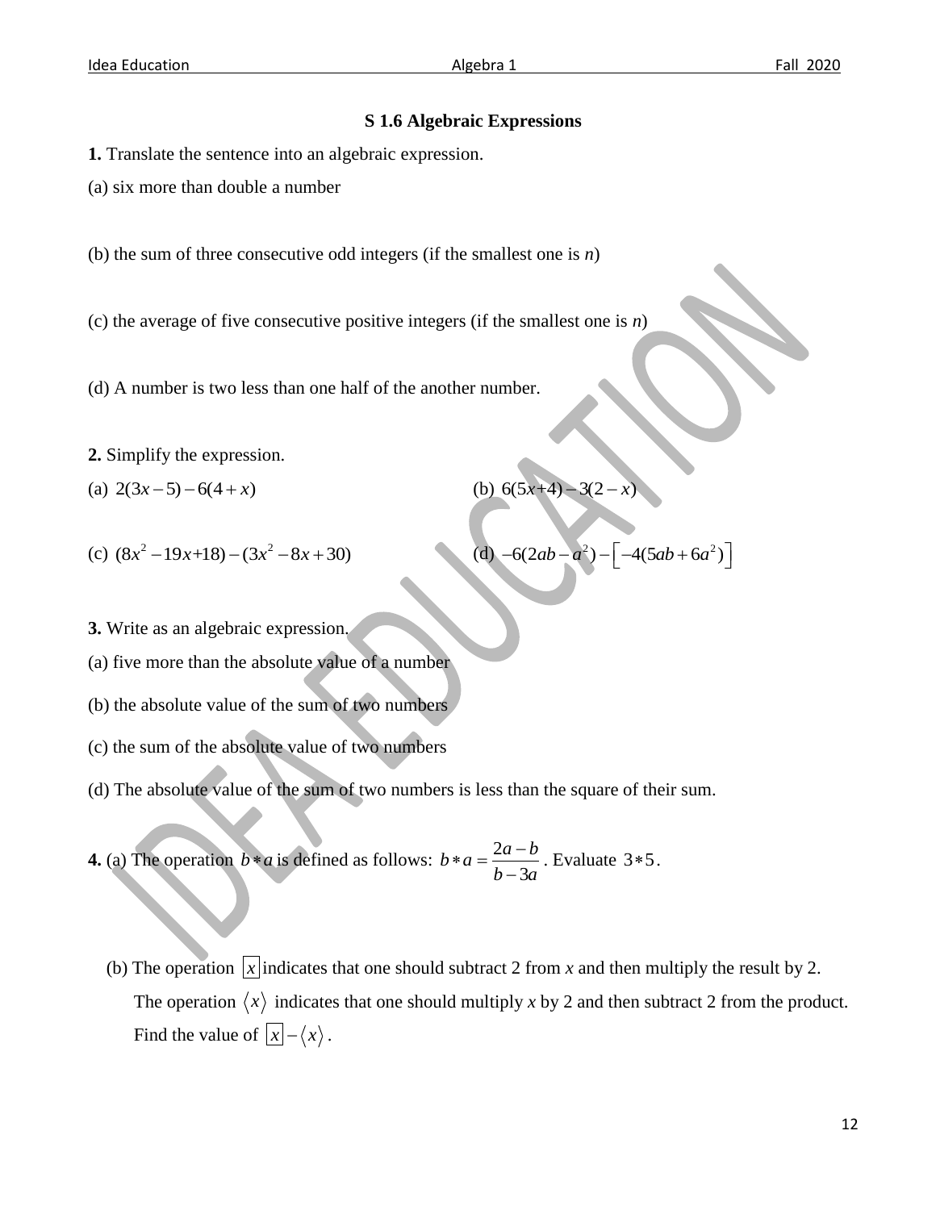# S 1.6 Algebraic Expressions

**1.** Translate the sentence into an algebraic expression.

(a) six more than double a number

(b) the sum of three consecutive odd integers (if the smallest one is $n$)

(c) the average of five consecutive positive integers (if the smallest one is $n$)

(d) A number is two less than one half of the another number.

**2.** Simplify the expression.

(a) $2(3x-5)-6(4+x)$

(b) $6(5x+4)-3(2-x)$

(c) $(8x^2-19x+18)-(3x^2-8x+30)$

(d) $-6(2ab-a^2)-\left[-4(5ab+6a^2)\right]$

**3.** Write as an algebraic expression.

(a) five more than the absolute value of a number

(b) the absolute value of the sum of two numbers

(c) the sum of the absolute value of two numbers

(d) The absolute value of the sum of two numbers is less than the square of their sum.

**4.** (a) The operation $b*a$ is defined as follows: $b*a=\dfrac{2a-b}{b-3a}$. Evaluate $3*5$.

(b) The operation $\boxed{x}$ indicates that one should subtract 2 from $x$ and then multiply the result by 2. The operation $\langle x \rangle$ indicates that one should multiply $x$ by 2 and then subtract 2 from the product. Find the value of $\boxed{x}-\langle x \rangle$.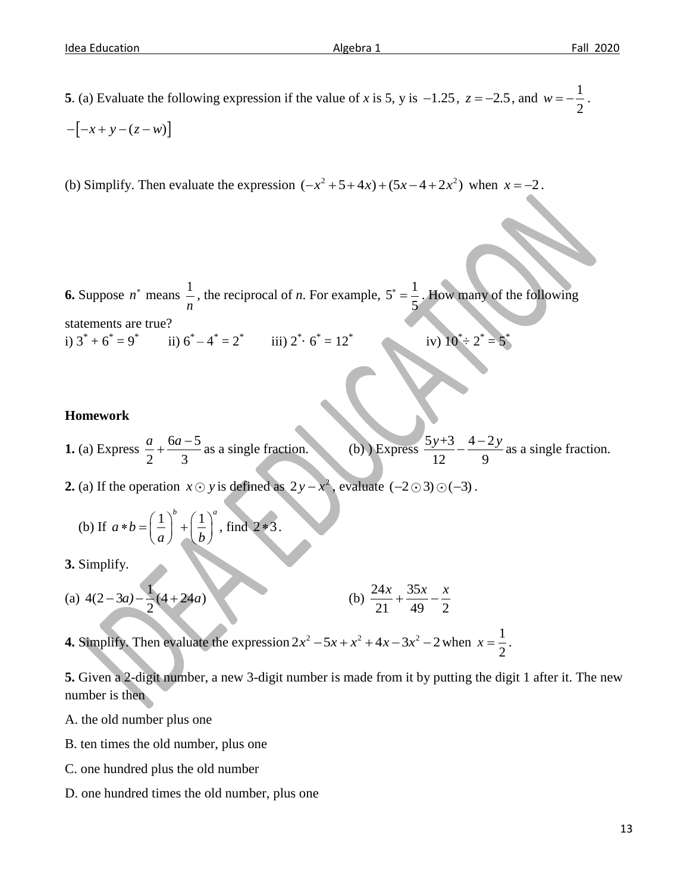**5**. (a) Evaluate the following expression if the value of *x* is 5, y is $-1.25$, $z=-2.5$, and $w=-\frac{1}{2}$.

$-[-x+y-(z-w)]$

(b) Simplify. Then evaluate the expression $(-x^2+5+4x)+(5x-4+2x^2)$ when $x=-2$.

**6.** Suppose $n^*$ means $\frac{1}{n}$, the reciprocal of *n*. For example, $5^*=\frac{1}{5}$. How many of the following statements are true?

i) $3^* + 6^* = 9^*$ ii) $6^* - 4^* = 2^*$ iii) $2^* \cdot 6^* = 12^*$ iv) $10^* \div 2^* = 5^*$

**Homework**

**1.** (a) Express $\frac{a}{2}+\frac{6a-5}{3}$ as a single fraction. (b) ) Express $\frac{5y+3}{12}-\frac{4-2y}{9}$ as a single fraction.

**2.** (a) If the operation $x \odot y$ is defined as $2y-x^2$, evaluate $(-2\odot 3)\odot(-3)$.

(b) If $a*b=\left(\frac{1}{a}\right)^b+\left(\frac{1}{b}\right)^a$, find $2*3$.

**3.** Simplify.

(a) $4(2-3a)-\frac{1}{2}(4+24a)$ (b) $\frac{24x}{21}+\frac{35x}{49}-\frac{x}{2}$

**4.** Simplify. Then evaluate the expression $2x^2-5x+x^2+4x-3x^2-2$ when $x=\frac{1}{2}$.

**5.** Given a 2-digit number, a new 3-digit number is made from it by putting the digit 1 after it. The new number is then

A. the old number plus one

B. ten times the old number, plus one

C. one hundred plus the old number

D. one hundred times the old number, plus one